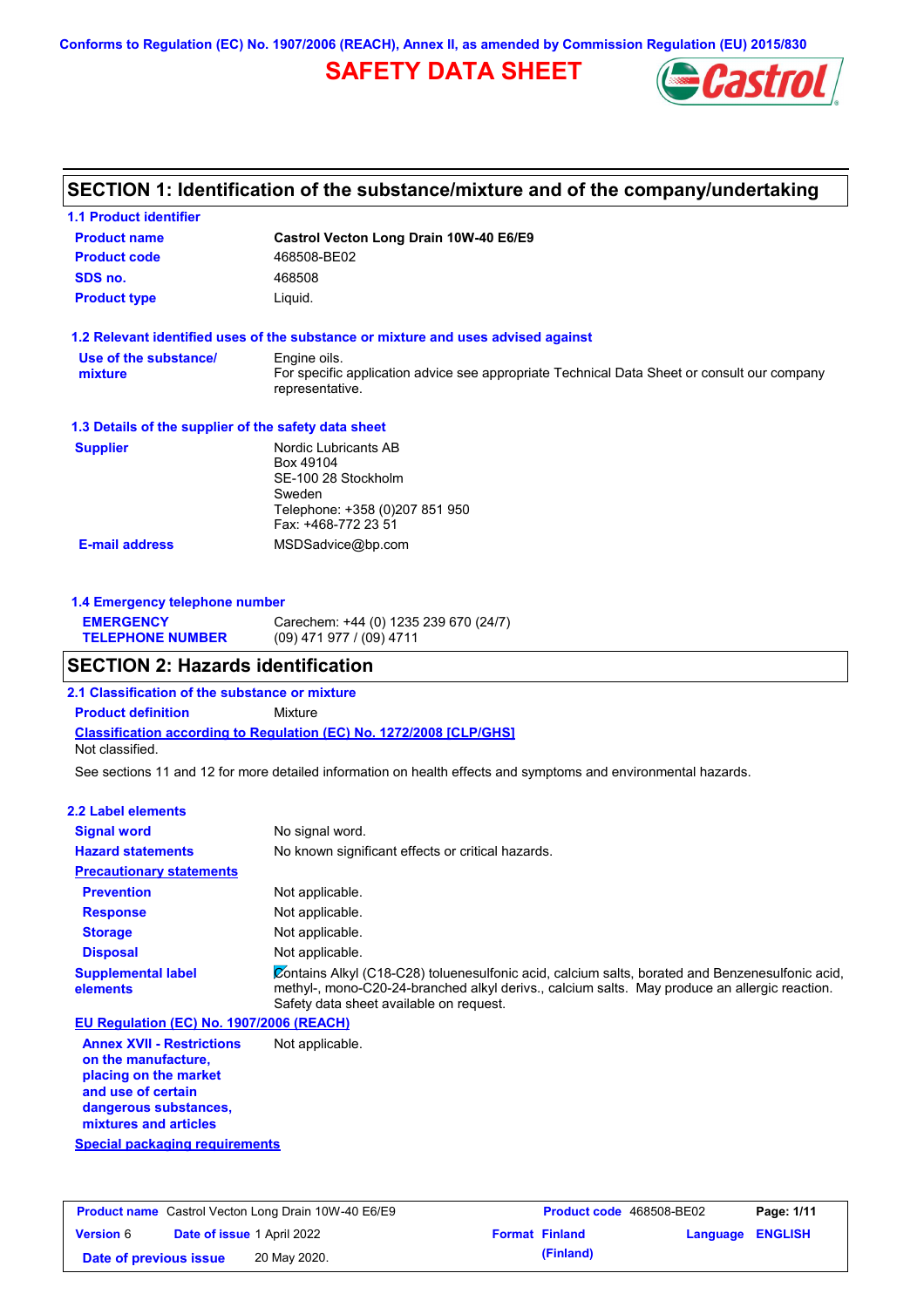Conforms to Regulation (EC) No. 1907/2006 (REACH), Annex II, as amended by Commission Regulation (EU) 2015/830

# SAFETY DATA SHEET

Castrol

## SECTION 1: Identification of the substance/mixture and of the company/undertaking

### 1.1 Product identifier

| | |
|---|---|
| **Product name** | **Castrol Vecton Long Drain 10W-40 E6/E9** |
| **Product code** | 468508-BE02 |
| **SDS no.** | 468508 |
| **Product type** | Liquid. |

### 1.2 Relevant identified uses of the substance or mixture and uses advised against

| | |
|---|---|
| **Use of the substance/ mixture** | Engine oils. For specific application advice see appropriate Technical Data Sheet or consult our company representative. |

### 1.3 Details of the supplier of the safety data sheet

| | |
|---|---|
| **Supplier** | Nordic Lubricants AB<br>Box 49104<br>SE-100 28 Stockholm<br>Sweden<br>Telephone: +358 (0)207 851 950<br>Fax: +468-772 23 51 |
| **E-mail address** | MSDSadvice@bp.com |

### 1.4 Emergency telephone number

| | |
|---|---|
| **EMERGENCY TELEPHONE NUMBER** | Carechem: +44 (0) 1235 239 670 (24/7)<br>(09) 471 977 / (09) 4711 |

## SECTION 2: Hazards identification

### 2.1 Classification of the substance or mixture

**Product definition** Mixture

**Classification according to Regulation (EC) No. 1272/2008 [CLP/GHS]**

Not classified.

See sections 11 and 12 for more detailed information on health effects and symptoms and environmental hazards.

### 2.2 Label elements

| | |
|---|---|
| **Signal word** | No signal word. |
| **Hazard statements** | No known significant effects or critical hazards. |
| **Precautionary statements** | |
| **Prevention** | Not applicable. |
| **Response** | Not applicable. |
| **Storage** | Not applicable. |
| **Disposal** | Not applicable. |
| **Supplemental label elements** | Contains Alkyl (C18-C28) toluenesulfonic acid, calcium salts, borated and Benzenesulfonic acid, methyl-, mono-C20-24-branched alkyl derivs., calcium salts. May produce an allergic reaction. Safety data sheet available on request. |

**EU Regulation (EC) No. 1907/2006 (REACH)**

| | |
|---|---|
| **Annex XVII - Restrictions on the manufacture, placing on the market and use of certain dangerous substances, mixtures and articles** | Not applicable. |

**Special packaging requirements**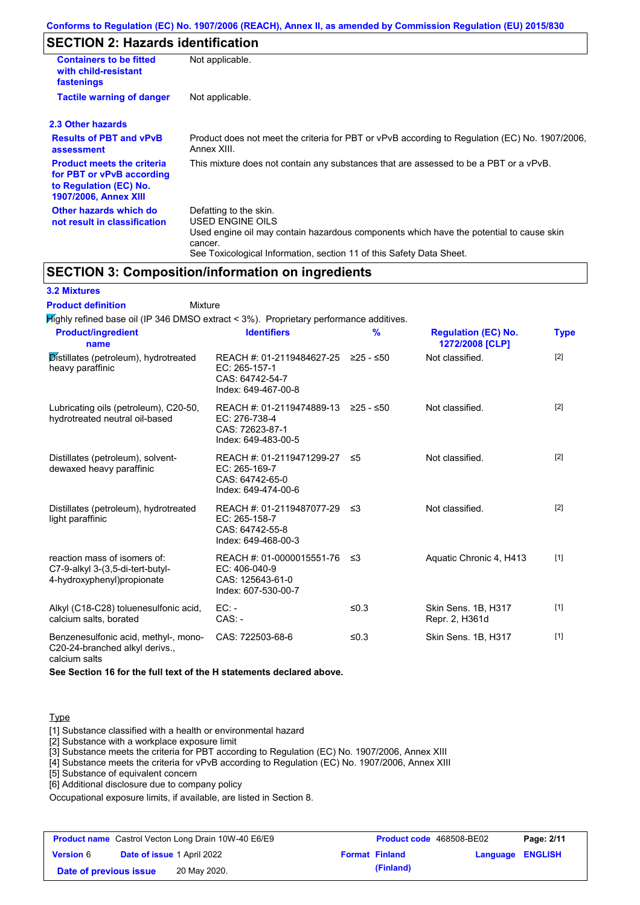## SECTION 2: Hazards identification

| | |
|---|---|
| **Containers to be fitted with child-resistant fastenings** | Not applicable. |
| **Tactile warning of danger** | Not applicable. |

### 2.3 Other hazards

| | |
|---|---|
| **Results of PBT and vPvB assessment** | Product does not meet the criteria for PBT or vPvB according to Regulation (EC) No. 1907/2006, Annex XIII. |
| **Product meets the criteria for PBT or vPvB according to Regulation (EC) No. 1907/2006, Annex XIII** | This mixture does not contain any substances that are assessed to be a PBT or a vPvB. |
| **Other hazards which do not result in classification** | Defatting to the skin.<br>USED ENGINE OILS<br>Used engine oil may contain hazardous components which have the potential to cause skin cancer.<br>See Toxicological Information, section 11 of this Safety Data Sheet. |

## SECTION 3: Composition/information on ingredients

### 3.2 Mixtures

**Product definition** Mixture

Highly refined base oil (IP 346 DMSO extract < 3%). Proprietary performance additives.

| Product/ingredient name | Identifiers | % | Regulation (EC) No. 1272/2008 [CLP] | Type |
|---|---|---|---|---|
| Distillates (petroleum), hydrotreated heavy paraffinic | REACH #: 01-2119484627-25<br>EC: 265-157-1<br>CAS: 64742-54-7<br>Index: 649-467-00-8 | ≥25 - ≤50 | Not classified. | [2] |
| Lubricating oils (petroleum), C20-50, hydrotreated neutral oil-based | REACH #: 01-2119474889-13<br>EC: 276-738-4<br>CAS: 72623-87-1<br>Index: 649-483-00-5 | ≥25 - ≤50 | Not classified. | [2] |
| Distillates (petroleum), solvent-dewaxed heavy paraffinic | REACH #: 01-2119471299-27<br>EC: 265-169-7<br>CAS: 64742-65-0<br>Index: 649-474-00-6 | ≤5 | Not classified. | [2] |
| Distillates (petroleum), hydrotreated light paraffinic | REACH #: 01-2119487077-29<br>EC: 265-158-7<br>CAS: 64742-55-8<br>Index: 649-468-00-3 | ≤3 | Not classified. | [2] |
| reaction mass of isomers of: C7-9-alkyl 3-(3,5-di-tert-butyl-4-hydroxyphenyl)propionate | REACH #: 01-0000015551-76<br>EC: 406-040-9<br>CAS: 125643-61-0<br>Index: 607-530-00-7 | ≤3 | Aquatic Chronic 4, H413 | [1] |
| Alkyl (C18-C28) toluenesulfonic acid, calcium salts, borated | EC: -<br>CAS: - | ≤0.3 | Skin Sens. 1B, H317<br>Repr. 2, H361d | [1] |
| Benzenesulfonic acid, methyl-, mono-C20-24-branched alkyl derivs., calcium salts | CAS: 722503-68-6 | ≤0.3 | Skin Sens. 1B, H317 | [1] |

**See Section 16 for the full text of the H statements declared above.**

Type

[1] Substance classified with a health or environmental hazard
[2] Substance with a workplace exposure limit
[3] Substance meets the criteria for PBT according to Regulation (EC) No. 1907/2006, Annex XIII
[4] Substance meets the criteria for vPvB according to Regulation (EC) No. 1907/2006, Annex XIII
[5] Substance of equivalent concern
[6] Additional disclosure due to company policy

Occupational exposure limits, if available, are listed in Section 8.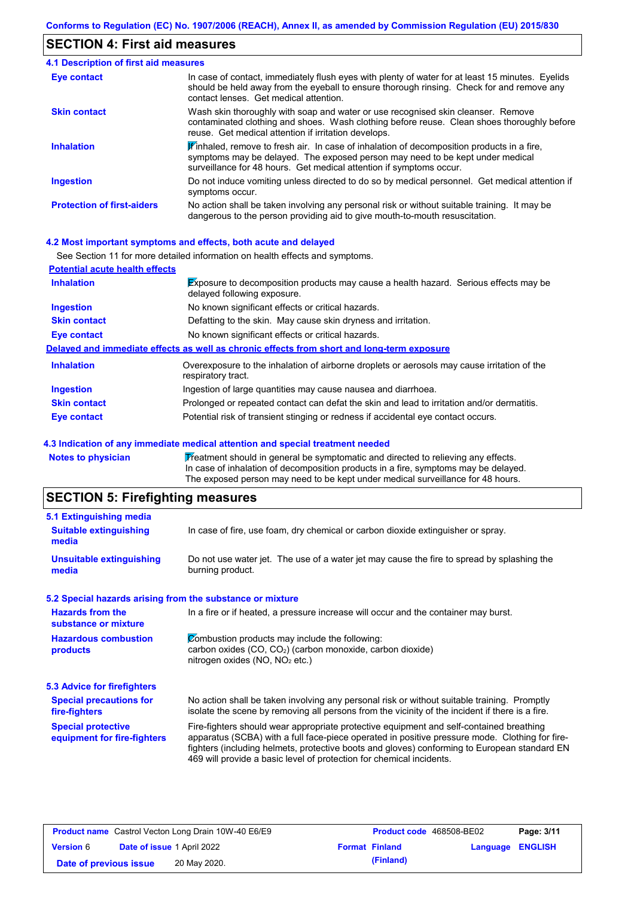## SECTION 4: First aid measures

### 4.1 Description of first aid measures

| | |
|---|---|
| **Eye contact** | In case of contact, immediately flush eyes with plenty of water for at least 15 minutes. Eyelids should be held away from the eyeball to ensure thorough rinsing. Check for and remove any contact lenses. Get medical attention. |
| **Skin contact** | Wash skin thoroughly with soap and water or use recognised skin cleanser. Remove contaminated clothing and shoes. Wash clothing before reuse. Clean shoes thoroughly before reuse. Get medical attention if irritation develops. |
| **Inhalation** | If inhaled, remove to fresh air. In case of inhalation of decomposition products in a fire, symptoms may be delayed. The exposed person may need to be kept under medical surveillance for 48 hours. Get medical attention if symptoms occur. |
| **Ingestion** | Do not induce vomiting unless directed to do so by medical personnel. Get medical attention if symptoms occur. |
| **Protection of first-aiders** | No action shall be taken involving any personal risk or without suitable training. It may be dangerous to the person providing aid to give mouth-to-mouth resuscitation. |

### 4.2 Most important symptoms and effects, both acute and delayed

See Section 11 for more detailed information on health effects and symptoms.

**Potential acute health effects**

| | |
|---|---|
| **Inhalation** | Exposure to decomposition products may cause a health hazard. Serious effects may be delayed following exposure. |
| **Ingestion** | No known significant effects or critical hazards. |
| **Skin contact** | Defatting to the skin. May cause skin dryness and irritation. |
| **Eye contact** | No known significant effects or critical hazards. |

**Delayed and immediate effects as well as chronic effects from short and long-term exposure**

| | |
|---|---|
| **Inhalation** | Overexposure to the inhalation of airborne droplets or aerosols may cause irritation of the respiratory tract. |
| **Ingestion** | Ingestion of large quantities may cause nausea and diarrhoea. |
| **Skin contact** | Prolonged or repeated contact can defat the skin and lead to irritation and/or dermatitis. |
| **Eye contact** | Potential risk of transient stinging or redness if accidental eye contact occurs. |

### 4.3 Indication of any immediate medical attention and special treatment needed

| | |
|---|---|
| **Notes to physician** | Treatment should in general be symptomatic and directed to relieving any effects. In case of inhalation of decomposition products in a fire, symptoms may be delayed. The exposed person may need to be kept under medical surveillance for 48 hours. |

## SECTION 5: Firefighting measures

### 5.1 Extinguishing media

| | |
|---|---|
| **Suitable extinguishing media** | In case of fire, use foam, dry chemical or carbon dioxide extinguisher or spray. |
| **Unsuitable extinguishing media** | Do not use water jet. The use of a water jet may cause the fire to spread by splashing the burning product. |

### 5.2 Special hazards arising from the substance or mixture

| | |
|---|---|
| **Hazards from the substance or mixture** | In a fire or if heated, a pressure increase will occur and the container may burst. |
| **Hazardous combustion products** | Combustion products may include the following:<br>carbon oxides ($CO$, $CO_2$) (carbon monoxide, carbon dioxide)<br>nitrogen oxides ($NO$, $NO_2$ etc.) |

### 5.3 Advice for firefighters

| | |
|---|---|
| **Special precautions for fire-fighters** | No action shall be taken involving any personal risk or without suitable training. Promptly isolate the scene by removing all persons from the vicinity of the incident if there is a fire. |
| **Special protective equipment for fire-fighters** | Fire-fighters should wear appropriate protective equipment and self-contained breathing apparatus (SCBA) with a full face-piece operated in positive pressure mode. Clothing for fire-fighters (including helmets, protective boots and gloves) conforming to European standard EN 469 will provide a basic level of protection for chemical incidents. |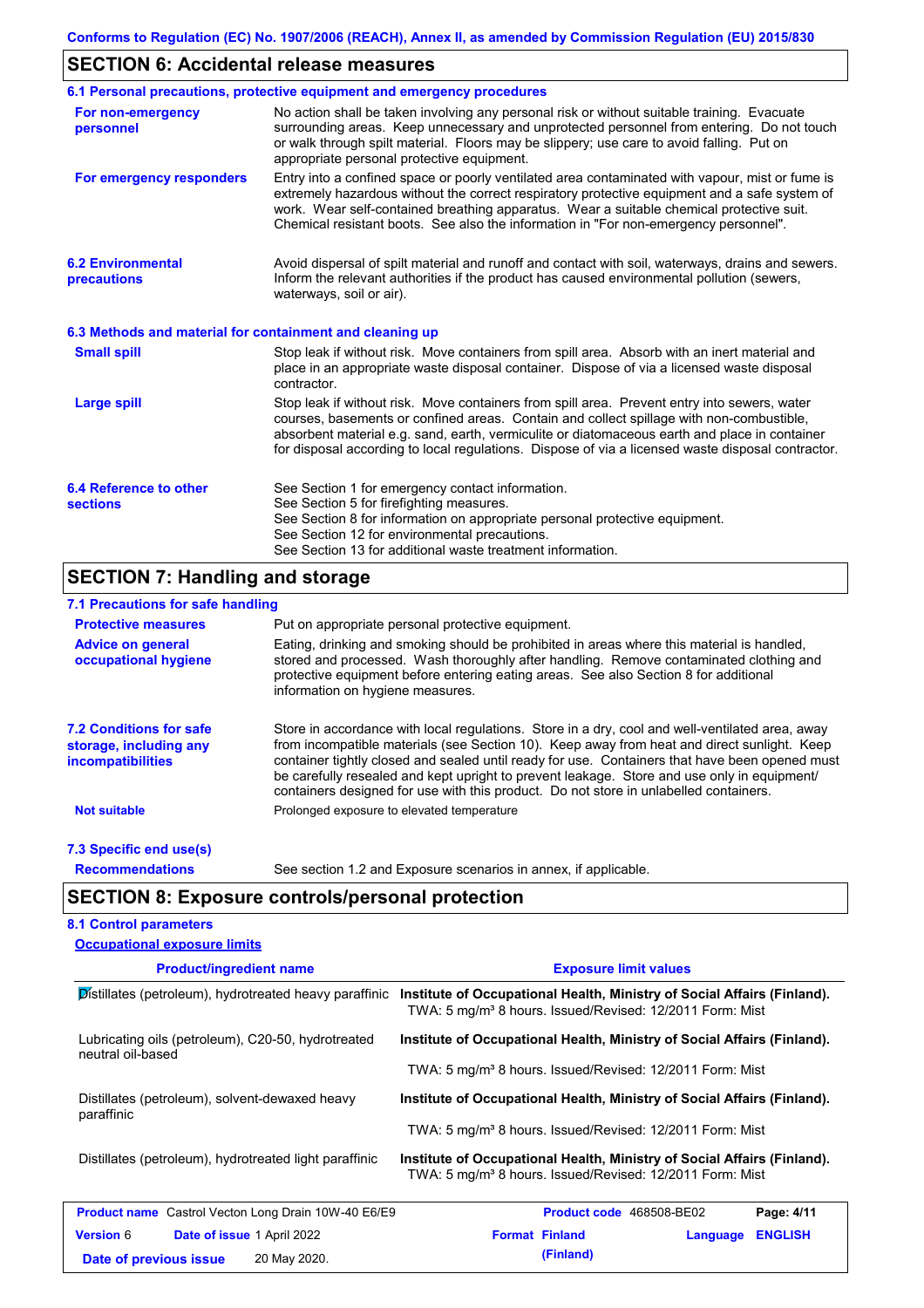## SECTION 6: Accidental release measures

### 6.1 Personal precautions, protective equipment and emergency procedures

**For non-emergency personnel**
No action shall be taken involving any personal risk or without suitable training. Evacuate surrounding areas. Keep unnecessary and unprotected personnel from entering. Do not touch or walk through spilt material. Floors may be slippery; use care to avoid falling. Put on appropriate personal protective equipment.

**For emergency responders**
Entry into a confined space or poorly ventilated area contaminated with vapour, mist or fume is extremely hazardous without the correct respiratory protective equipment and a safe system of work. Wear self-contained breathing apparatus. Wear a suitable chemical protective suit. Chemical resistant boots. See also the information in "For non-emergency personnel".

### 6.2 Environmental precautions

Avoid dispersal of spilt material and runoff and contact with soil, waterways, drains and sewers. Inform the relevant authorities if the product has caused environmental pollution (sewers, waterways, soil or air).

### 6.3 Methods and material for containment and cleaning up

**Small spill**
Stop leak if without risk. Move containers from spill area. Absorb with an inert material and place in an appropriate waste disposal container. Dispose of via a licensed waste disposal contractor.

**Large spill**
Stop leak if without risk. Move containers from spill area. Prevent entry into sewers, water courses, basements or confined areas. Contain and collect spillage with non-combustible, absorbent material e.g. sand, earth, vermiculite or diatomaceous earth and place in container for disposal according to local regulations. Dispose of via a licensed waste disposal contractor.

### 6.4 Reference to other sections

See Section 1 for emergency contact information.
See Section 5 for firefighting measures.
See Section 8 for information on appropriate personal protective equipment.
See Section 12 for environmental precautions.
See Section 13 for additional waste treatment information.

## SECTION 7: Handling and storage

### 7.1 Precautions for safe handling

**Protective measures**
Put on appropriate personal protective equipment.

**Advice on general occupational hygiene**
Eating, drinking and smoking should be prohibited in areas where this material is handled, stored and processed. Wash thoroughly after handling. Remove contaminated clothing and protective equipment before entering eating areas. See also Section 8 for additional information on hygiene measures.

### 7.2 Conditions for safe storage, including any incompatibilities

Store in accordance with local regulations. Store in a dry, cool and well-ventilated area, away from incompatible materials (see Section 10). Keep away from heat and direct sunlight. Keep container tightly closed and sealed until ready for use. Containers that have been opened must be carefully resealed and kept upright to prevent leakage. Store and use only in equipment/ containers designed for use with this product. Do not store in unlabelled containers.

**Not suitable**
Prolonged exposure to elevated temperature

### 7.3 Specific end use(s)

**Recommendations**
See section 1.2 and Exposure scenarios in annex, if applicable.

## SECTION 8: Exposure controls/personal protection

### 8.1 Control parameters

**Occupational exposure limits**

| Product/ingredient name | Exposure limit values |
|---|---|
| Distillates (petroleum), hydrotreated heavy paraffinic | **Institute of Occupational Health, Ministry of Social Affairs (Finland).** TWA: 5 mg/m³ 8 hours. Issued/Revised: 12/2011 Form: Mist |
| Lubricating oils (petroleum), C20-50, hydrotreated neutral oil-based | **Institute of Occupational Health, Ministry of Social Affairs (Finland).** TWA: 5 mg/m³ 8 hours. Issued/Revised: 12/2011 Form: Mist |
| Distillates (petroleum), solvent-dewaxed heavy paraffinic | **Institute of Occupational Health, Ministry of Social Affairs (Finland).** TWA: 5 mg/m³ 8 hours. Issued/Revised: 12/2011 Form: Mist |
| Distillates (petroleum), hydrotreated light paraffinic | **Institute of Occupational Health, Ministry of Social Affairs (Finland).** TWA: 5 mg/m³ 8 hours. Issued/Revised: 12/2011 Form: Mist |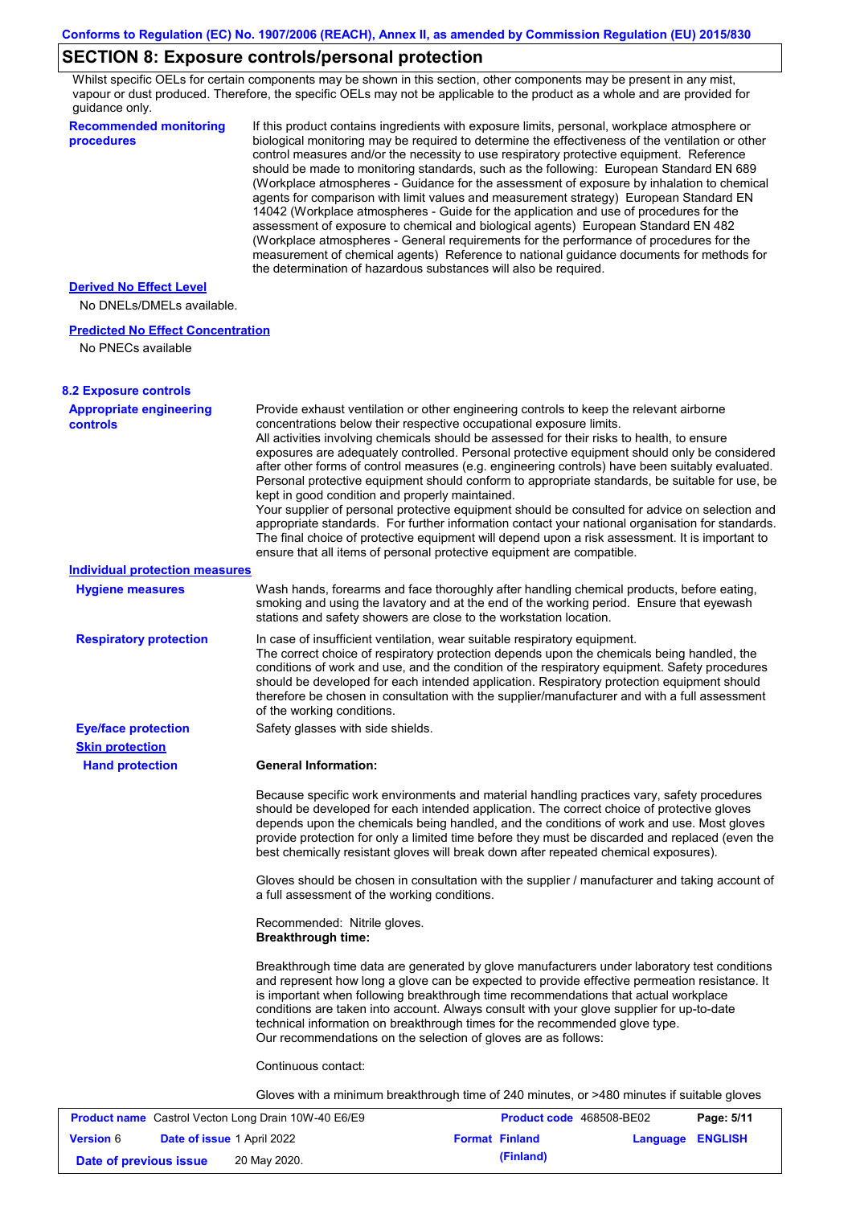## SECTION 8: Exposure controls/personal protection

Whilst specific OELs for certain components may be shown in this section, other components may be present in any mist, vapour or dust produced. Therefore, the specific OELs may not be applicable to the product as a whole and are provided for guidance only.

**Recommended monitoring procedures**

If this product contains ingredients with exposure limits, personal, workplace atmosphere or biological monitoring may be required to determine the effectiveness of the ventilation or other control measures and/or the necessity to use respiratory protective equipment. Reference should be made to monitoring standards, such as the following: European Standard EN 689 (Workplace atmospheres - Guidance for the assessment of exposure by inhalation to chemical agents for comparison with limit values and measurement strategy) European Standard EN 14042 (Workplace atmospheres - Guide for the application and use of procedures for the assessment of exposure to chemical and biological agents) European Standard EN 482 (Workplace atmospheres - General requirements for the performance of procedures for the measurement of chemical agents) Reference to national guidance documents for methods for the determination of hazardous substances will also be required.

**Derived No Effect Level**

No DNELs/DMELs available.

**Predicted No Effect Concentration**

No PNECs available

### 8.2 Exposure controls

**Appropriate engineering controls**

Provide exhaust ventilation or other engineering controls to keep the relevant airborne concentrations below their respective occupational exposure limits.
All activities involving chemicals should be assessed for their risks to health, to ensure exposures are adequately controlled. Personal protective equipment should only be considered after other forms of control measures (e.g. engineering controls) have been suitably evaluated. Personal protective equipment should conform to appropriate standards, be suitable for use, be kept in good condition and properly maintained.
Your supplier of personal protective equipment should be consulted for advice on selection and appropriate standards. For further information contact your national organisation for standards. The final choice of protective equipment will depend upon a risk assessment. It is important to ensure that all items of personal protective equipment are compatible.

**Individual protection measures**

**Hygiene measures**

Wash hands, forearms and face thoroughly after handling chemical products, before eating, smoking and using the lavatory and at the end of the working period. Ensure that eyewash stations and safety showers are close to the workstation location.

**Respiratory protection**

In case of insufficient ventilation, wear suitable respiratory equipment.
The correct choice of respiratory protection depends upon the chemicals being handled, the conditions of work and use, and the condition of the respiratory equipment. Safety procedures should be developed for each intended application. Respiratory protection equipment should therefore be chosen in consultation with the supplier/manufacturer and with a full assessment of the working conditions.

**Eye/face protection**

Safety glasses with side shields.

**Skin protection**

**Hand protection**

**General Information:**

Because specific work environments and material handling practices vary, safety procedures should be developed for each intended application. The correct choice of protective gloves depends upon the chemicals being handled, and the conditions of work and use. Most gloves provide protection for only a limited time before they must be discarded and replaced (even the best chemically resistant gloves will break down after repeated chemical exposures).

Gloves should be chosen in consultation with the supplier / manufacturer and taking account of a full assessment of the working conditions.

Recommended: Nitrile gloves.
**Breakthrough time:**

Breakthrough time data are generated by glove manufacturers under laboratory test conditions and represent how long a glove can be expected to provide effective permeation resistance. It is important when following breakthrough time recommendations that actual workplace conditions are taken into account. Always consult with your glove supplier for up-to-date technical information on breakthrough times for the recommended glove type.
Our recommendations on the selection of gloves are as follows:

Continuous contact:

Gloves with a minimum breakthrough time of 240 minutes, or >480 minutes if suitable gloves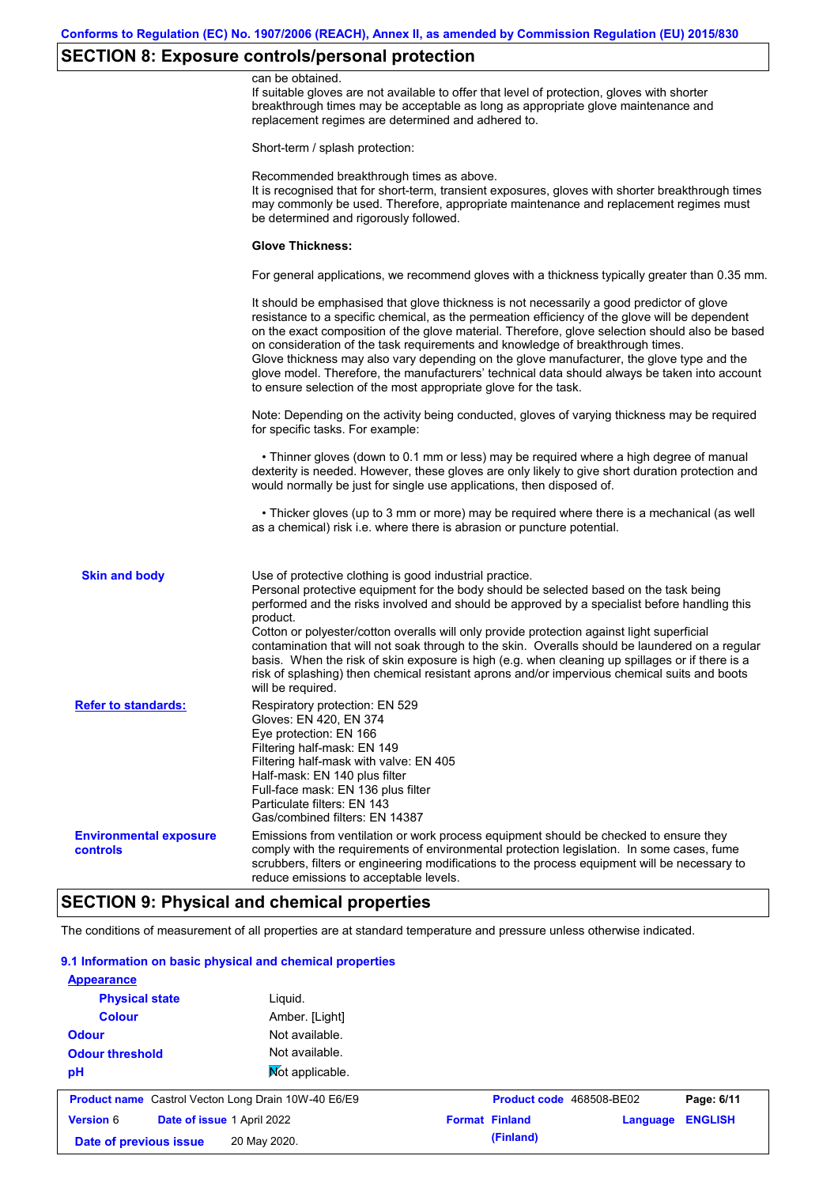## SECTION 8: Exposure controls/personal protection

can be obtained.
If suitable gloves are not available to offer that level of protection, gloves with shorter breakthrough times may be acceptable as long as appropriate glove maintenance and replacement regimes are determined and adhered to.

Short-term / splash protection:

Recommended breakthrough times as above.
It is recognised that for short-term, transient exposures, gloves with shorter breakthrough times may commonly be used. Therefore, appropriate maintenance and replacement regimes must be determined and rigorously followed.

**Glove Thickness:**

For general applications, we recommend gloves with a thickness typically greater than 0.35 mm.

It should be emphasised that glove thickness is not necessarily a good predictor of glove resistance to a specific chemical, as the permeation efficiency of the glove will be dependent on the exact composition of the glove material. Therefore, glove selection should also be based on consideration of the task requirements and knowledge of breakthrough times.
Glove thickness may also vary depending on the glove manufacturer, the glove type and the glove model. Therefore, the manufacturers' technical data should always be taken into account to ensure selection of the most appropriate glove for the task.

Note: Depending on the activity being conducted, gloves of varying thickness may be required for specific tasks. For example:

- Thinner gloves (down to 0.1 mm or less) may be required where a high degree of manual dexterity is needed. However, these gloves are only likely to give short duration protection and would normally be just for single use applications, then disposed of.

- Thicker gloves (up to 3 mm or more) may be required where there is a mechanical (as well as a chemical) risk i.e. where there is abrasion or puncture potential.

**Skin and body**

Use of protective clothing is good industrial practice.
Personal protective equipment for the body should be selected based on the task being performed and the risks involved and should be approved by a specialist before handling this product.
Cotton or polyester/cotton overalls will only provide protection against light superficial contamination that will not soak through to the skin. Overalls should be laundered on a regular basis. When the risk of skin exposure is high (e.g. when cleaning up spillages or if there is a risk of splashing) then chemical resistant aprons and/or impervious chemical suits and boots will be required.

**Refer to standards:**

Respiratory protection: EN 529
Gloves: EN 420, EN 374
Eye protection: EN 166
Filtering half-mask: EN 149
Filtering half-mask with valve: EN 405
Half-mask: EN 140 plus filter
Full-face mask: EN 136 plus filter
Particulate filters: EN 143
Gas/combined filters: EN 14387

**Environmental exposure controls**

Emissions from ventilation or work process equipment should be checked to ensure they comply with the requirements of environmental protection legislation. In some cases, fume scrubbers, filters or engineering modifications to the process equipment will be necessary to reduce emissions to acceptable levels.

## SECTION 9: Physical and chemical properties

The conditions of measurement of all properties are at standard temperature and pressure unless otherwise indicated.

### 9.1 Information on basic physical and chemical properties

**Appearance**

| | |
|---|---|
| **Physical state** | Liquid. |
| **Colour** | Amber. [Light] |
| **Odour** | Not available. |
| **Odour threshold** | Not available. |
| **pH** | Not applicable. |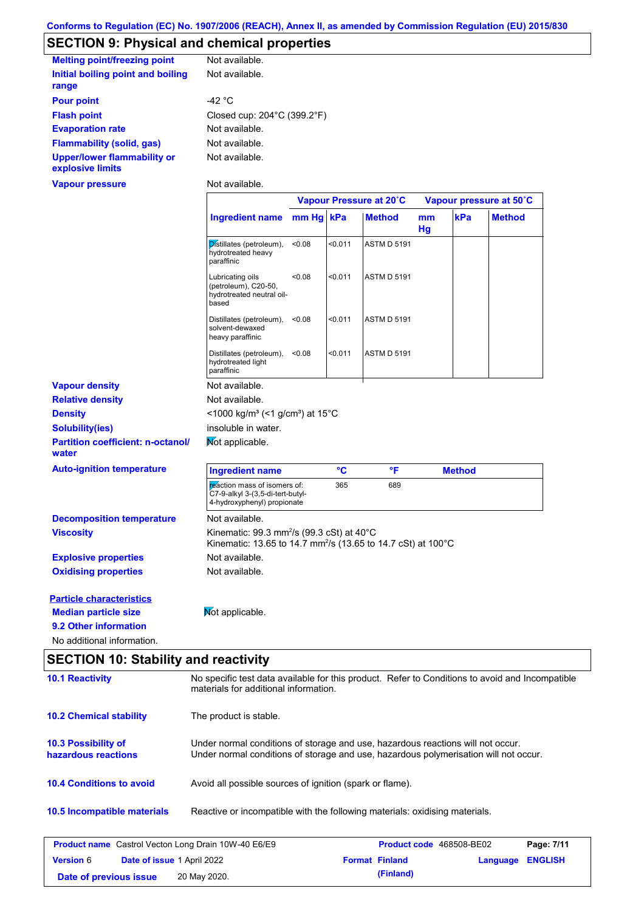Conforms to Regulation (EC) No. 1907/2006 (REACH), Annex II, as amended by Commission Regulation (EU) 2015/830

## SECTION 9: Physical and chemical properties

**Melting point/freezing point** Not available.

**Initial boiling point and boiling range** Not available.

**Pour point** -42 °C

**Flash point** Closed cup: 204°C (399.2°F)

**Evaporation rate** Not available.

**Flammability (solid, gas)** Not available.

**Upper/lower flammability or explosive limits** Not available.

**Vapour pressure** Not available.

| Ingredient name | Vapour Pressure at 20˚C | | | Vapour pressure at 50˚C | | |
|---|---|---|---|---|---|---|
| | mm Hg | kPa | Method | mm Hg | kPa | Method |
| Distillates (petroleum), hydrotreated heavy paraffinic | <0.08 | <0.011 | ASTM D 5191 | | | |
| Lubricating oils (petroleum), C20-50, hydrotreated neutral oil-based | <0.08 | <0.011 | ASTM D 5191 | | | |
| Distillates (petroleum), solvent-dewaxed heavy paraffinic | <0.08 | <0.011 | ASTM D 5191 | | | |
| Distillates (petroleum), hydrotreated light paraffinic | <0.08 | <0.011 | ASTM D 5191 | | | |

**Vapour density** Not available.

**Relative density** Not available.

**Density** <1000 kg/m³ (<1 g/cm³) at 15°C

**Solubility(ies)** insoluble in water.

**Partition coefficient: n-octanol/water** Not applicable.

**Auto-ignition temperature**

| Ingredient name | °C | °F | Method |
|---|---|---|---|
| reaction mass of isomers of: C7-9-alkyl 3-(3,5-di-tert-butyl-4-hydroxyphenyl) propionate | 365 | 689 | |

**Decomposition temperature** Not available.

**Viscosity** Kinematic: 99.3 mm²/s (99.3 cSt) at 40°C
Kinematic: 13.65 to 14.7 mm²/s (13.65 to 14.7 cSt) at 100°C

**Explosive properties** Not available.

**Oxidising properties** Not available.

**Particle characteristics**

**Median particle size** Not applicable.

**9.2 Other information**

No additional information.

## SECTION 10: Stability and reactivity

**10.1 Reactivity** No specific test data available for this product. Refer to Conditions to avoid and Incompatible materials for additional information.

**10.2 Chemical stability** The product is stable.

**10.3 Possibility of hazardous reactions** Under normal conditions of storage and use, hazardous reactions will not occur.
Under normal conditions of storage and use, hazardous polymerisation will not occur.

**10.4 Conditions to avoid** Avoid all possible sources of ignition (spark or flame).

**10.5 Incompatible materials** Reactive or incompatible with the following materials: oxidising materials.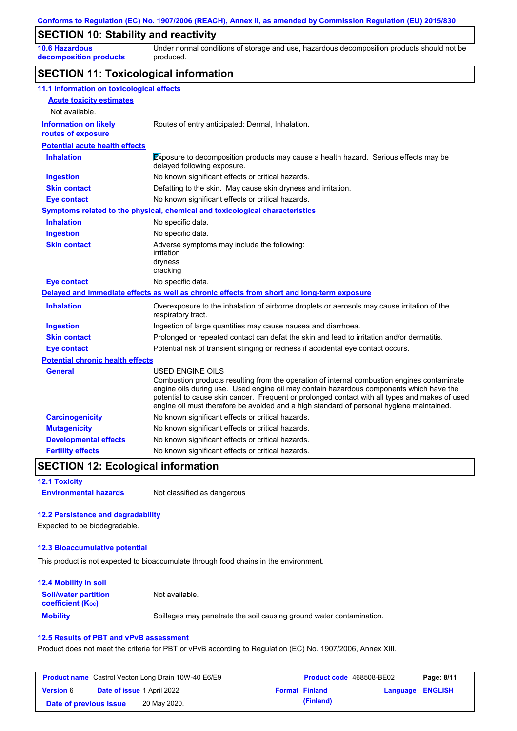Conforms to Regulation (EC) No. 1907/2006 (REACH), Annex II, as amended by Commission Regulation (EU) 2015/830

## SECTION 10: Stability and reactivity

| | |
|---|---|
| **10.6 Hazardous decomposition products** | Under normal conditions of storage and use, hazardous decomposition products should not be produced. |

## SECTION 11: Toxicological information

### 11.1 Information on toxicological effects

**Acute toxicity estimates**

Not available.

| | |
|---|---|
| **Information on likely routes of exposure** | Routes of entry anticipated: Dermal, Inhalation. |

**Potential acute health effects**

| | |
|---|---|
| **Inhalation** | Exposure to decomposition products may cause a health hazard. Serious effects may be delayed following exposure. |
| **Ingestion** | No known significant effects or critical hazards. |
| **Skin contact** | Defatting to the skin. May cause skin dryness and irritation. |
| **Eye contact** | No known significant effects or critical hazards. |

**Symptoms related to the physical, chemical and toxicological characteristics**

| | |
|---|---|
| **Inhalation** | No specific data. |
| **Ingestion** | No specific data. |
| **Skin contact** | Adverse symptoms may include the following:<br>irritation<br>dryness<br>cracking |
| **Eye contact** | No specific data. |

**Delayed and immediate effects as well as chronic effects from short and long-term exposure**

| | |
|---|---|
| **Inhalation** | Overexposure to the inhalation of airborne droplets or aerosols may cause irritation of the respiratory tract. |
| **Ingestion** | Ingestion of large quantities may cause nausea and diarrhoea. |
| **Skin contact** | Prolonged or repeated contact can defat the skin and lead to irritation and/or dermatitis. |
| **Eye contact** | Potential risk of transient stinging or redness if accidental eye contact occurs. |

**Potential chronic health effects**

| | |
|---|---|
| **General** | USED ENGINE OILS<br>Combustion products resulting from the operation of internal combustion engines contaminate engine oils during use. Used engine oil may contain hazardous components which have the potential to cause skin cancer. Frequent or prolonged contact with all types and makes of used engine oil must therefore be avoided and a high standard of personal hygiene maintained. |
| **Carcinogenicity** | No known significant effects or critical hazards. |
| **Mutagenicity** | No known significant effects or critical hazards. |
| **Developmental effects** | No known significant effects or critical hazards. |
| **Fertility effects** | No known significant effects or critical hazards. |

## SECTION 12: Ecological information

### 12.1 Toxicity

| | |
|---|---|
| **Environmental hazards** | Not classified as dangerous |

### 12.2 Persistence and degradability

Expected to be biodegradable.

### 12.3 Bioaccumulative potential

This product is not expected to bioaccumulate through food chains in the environment.

### 12.4 Mobility in soil

| | |
|---|---|
| **Soil/water partition coefficient ($K_{OC}$)** | Not available. |
| **Mobility** | Spillages may penetrate the soil causing ground water contamination. |

### 12.5 Results of PBT and vPvB assessment

Product does not meet the criteria for PBT or vPvB according to Regulation (EC) No. 1907/2006, Annex XIII.

| | | | |
|---|---|---|---|
| **Product name** Castrol Vecton Long Drain 10W-40 E6/E9 | | **Product code** 468508-BE02 | |
| **Version** 6 | **Date of issue** 1 April 2022 | **Format** Finland (Finland) | **Language** ENGLISH |
| **Date of previous issue** 20 May 2020. | | | |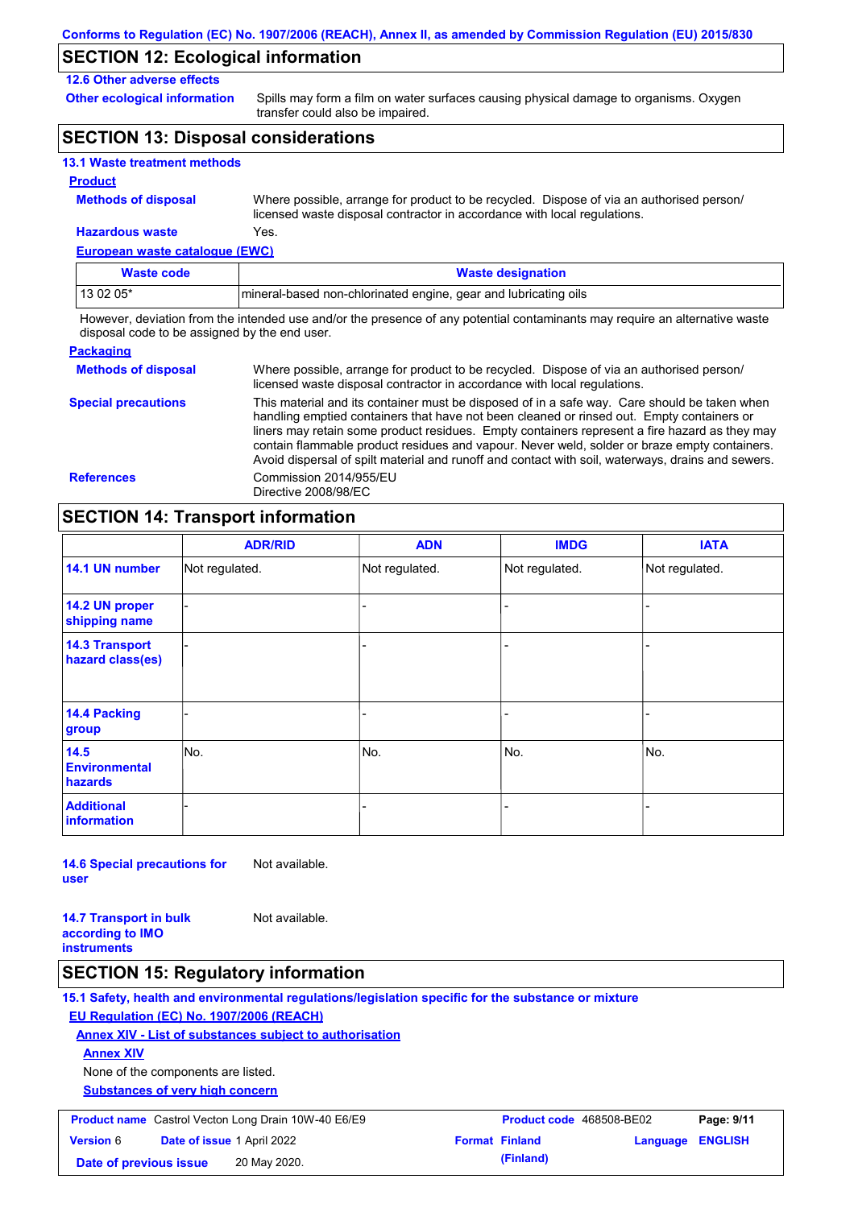## SECTION 12: Ecological information

**12.6 Other adverse effects**

**Other ecological information** Spills may form a film on water surfaces causing physical damage to organisms. Oxygen transfer could also be impaired.

## SECTION 13: Disposal considerations

**13.1 Waste treatment methods**

**Product**

**Methods of disposal** Where possible, arrange for product to be recycled. Dispose of via an authorised person/ licensed waste disposal contractor in accordance with local regulations.

**Hazardous waste** Yes.

**European waste catalogue (EWC)**

| Waste code | Waste designation |
|---|---|
| 13 02 05* | mineral-based non-chlorinated engine, gear and lubricating oils |

However, deviation from the intended use and/or the presence of any potential contaminants may require an alternative waste disposal code to be assigned by the end user.

**Packaging**

**Methods of disposal** Where possible, arrange for product to be recycled. Dispose of via an authorised person/ licensed waste disposal contractor in accordance with local regulations.

**Special precautions** This material and its container must be disposed of in a safe way. Care should be taken when handling emptied containers that have not been cleaned or rinsed out. Empty containers or liners may retain some product residues. Empty containers represent a fire hazard as they may contain flammable product residues and vapour. Never weld, solder or braze empty containers. Avoid dispersal of spilt material and runoff and contact with soil, waterways, drains and sewers.

**References** Commission 2014/955/EU
Directive 2008/98/EC

## SECTION 14: Transport information

| | ADR/RID | ADN | IMDG | IATA |
|---|---|---|---|---|
| **14.1 UN number** | Not regulated. | Not regulated. | Not regulated. | Not regulated. |
| **14.2 UN proper shipping name** | - | - | - | - |
| **14.3 Transport hazard class(es)** | - | - | - | - |
| **14.4 Packing group** | - | - | - | - |
| **14.5 Environmental hazards** | No. | No. | No. | No. |
| **Additional information** | - | - | - | - |

**14.6 Special precautions for user** Not available.

**14.7 Transport in bulk according to IMO instruments** Not available.

## SECTION 15: Regulatory information

**15.1 Safety, health and environmental regulations/legislation specific for the substance or mixture**

**EU Regulation (EC) No. 1907/2006 (REACH)**

**Annex XIV - List of substances subject to authorisation**

**Annex XIV**

None of the components are listed.

**Substances of very high concern**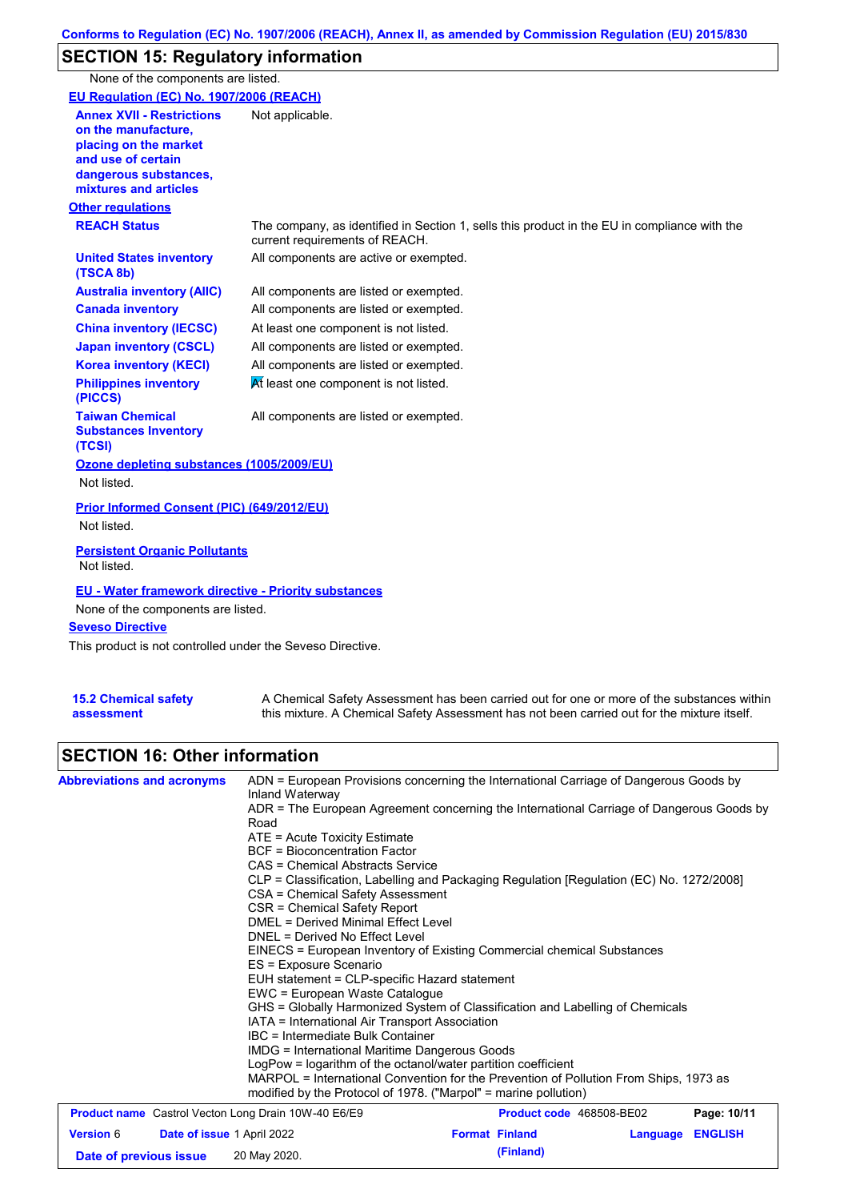Conforms to Regulation (EC) No. 1907/2006 (REACH), Annex II, as amended by Commission Regulation (EU) 2015/830

## SECTION 15: Regulatory information

None of the components are listed.

**EU Regulation (EC) No. 1907/2006 (REACH)**

| | |
|---|---|
| **Annex XVII - Restrictions on the manufacture, placing on the market and use of certain dangerous substances, mixtures and articles** | Not applicable. |

**Other regulations**

| | |
|---|---|
| **REACH Status** | The company, as identified in Section 1, sells this product in the EU in compliance with the current requirements of REACH. |
| **United States inventory (TSCA 8b)** | All components are active or exempted. |
| **Australia inventory (AIIC)** | All components are listed or exempted. |
| **Canada inventory** | All components are listed or exempted. |
| **China inventory (IECSC)** | At least one component is not listed. |
| **Japan inventory (CSCL)** | All components are listed or exempted. |
| **Korea inventory (KECI)** | All components are listed or exempted. |
| **Philippines inventory (PICCS)** | At least one component is not listed. |
| **Taiwan Chemical Substances Inventory (TCSI)** | All components are listed or exempted. |

**Ozone depleting substances (1005/2009/EU)**

Not listed.

**Prior Informed Consent (PIC) (649/2012/EU)**

Not listed.

**Persistent Organic Pollutants**

Not listed.

**EU - Water framework directive - Priority substances**

None of the components are listed.

**Seveso Directive**

This product is not controlled under the Seveso Directive.

| | |
|---|---|
| **15.2 Chemical safety assessment** | A Chemical Safety Assessment has been carried out for one or more of the substances within this mixture. A Chemical Safety Assessment has not been carried out for the mixture itself. |

## SECTION 16: Other information

**Abbreviations and acronyms**

ADN = European Provisions concerning the International Carriage of Dangerous Goods by Inland Waterway
ADR = The European Agreement concerning the International Carriage of Dangerous Goods by Road
ATE = Acute Toxicity Estimate
BCF = Bioconcentration Factor
CAS = Chemical Abstracts Service
CLP = Classification, Labelling and Packaging Regulation [Regulation (EC) No. 1272/2008]
CSA = Chemical Safety Assessment
CSR = Chemical Safety Report
DMEL = Derived Minimal Effect Level
DNEL = Derived No Effect Level
EINECS = European Inventory of Existing Commercial chemical Substances
ES = Exposure Scenario
EUH statement = CLP-specific Hazard statement
EWC = European Waste Catalogue
GHS = Globally Harmonized System of Classification and Labelling of Chemicals
IATA = International Air Transport Association
IBC = Intermediate Bulk Container
IMDG = International Maritime Dangerous Goods
LogPow = logarithm of the octanol/water partition coefficient
MARPOL = International Convention for the Prevention of Pollution From Ships, 1973 as modified by the Protocol of 1978. ("Marpol" = marine pollution)

| | | | |
|---|---|---|---|
| **Product name** Castrol Vecton Long Drain 10W-40 E6/E9 | | **Product code** 468508-BE02 | |
| **Version** 6 | **Date of issue** 1 April 2022 | **Format** Finland (Finland) | **Language** ENGLISH |
| **Date of previous issue** | 20 May 2020. | | |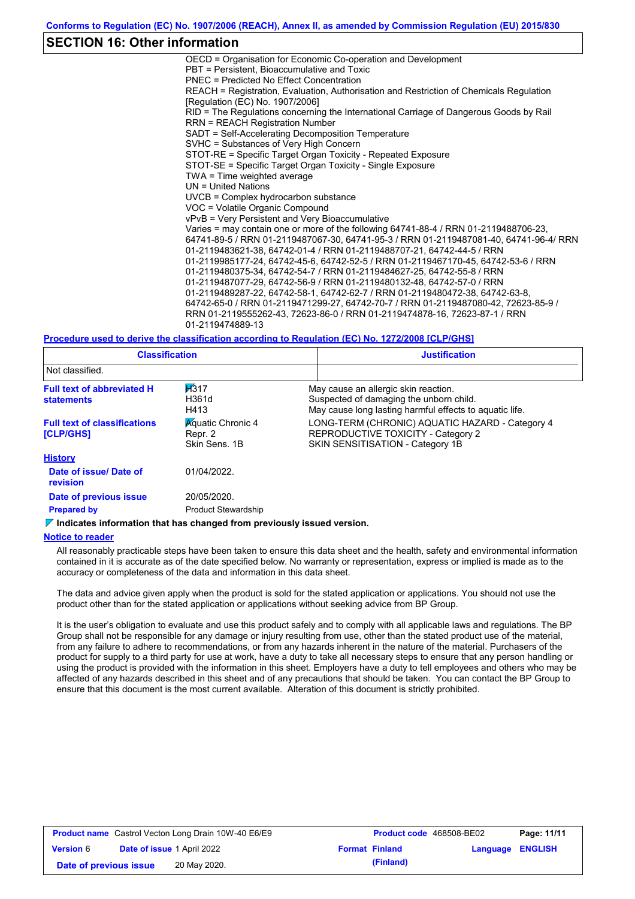## SECTION 16: Other information

OECD = Organisation for Economic Co-operation and Development
PBT = Persistent, Bioaccumulative and Toxic
PNEC = Predicted No Effect Concentration
REACH = Registration, Evaluation, Authorisation and Restriction of Chemicals Regulation [Regulation (EC) No. 1907/2006]
RID = The Regulations concerning the International Carriage of Dangerous Goods by Rail
RRN = REACH Registration Number
SADT = Self-Accelerating Decomposition Temperature
SVHC = Substances of Very High Concern
STOT-RE = Specific Target Organ Toxicity - Repeated Exposure
STOT-SE = Specific Target Organ Toxicity - Single Exposure
TWA = Time weighted average
UN = United Nations
UVCB = Complex hydrocarbon substance
VOC = Volatile Organic Compound
vPvB = Very Persistent and Very Bioaccumulative
Varies = may contain one or more of the following 64741-88-4 / RRN 01-2119488706-23, 64741-89-5 / RRN 01-2119487067-30, 64741-95-3 / RRN 01-2119487081-40, 64741-96-4/ RRN 01-2119483621-38, 64742-01-4 / RRN 01-2119488707-21, 64742-44-5 / RRN 01-2119985177-24, 64742-45-6, 64742-52-5 / RRN 01-2119467170-45, 64742-53-6 / RRN 01-2119480375-34, 64742-54-7 / RRN 01-2119484627-25, 64742-55-8 / RRN 01-2119487077-29, 64742-56-9 / RRN 01-2119480132-48, 64742-57-0 / RRN 01-2119489287-22, 64742-58-1, 64742-62-7 / RRN 01-2119480472-38, 64742-63-8, 64742-65-0 / RRN 01-2119471299-27, 64742-70-7 / RRN 01-2119487080-42, 72623-85-9 / RRN 01-2119555262-43, 72623-86-0 / RRN 01-2119474878-16, 72623-87-1 / RRN 01-2119474889-13

**Procedure used to derive the classification according to Regulation (EC) No. 1272/2008 [CLP/GHS]**

| Classification | Justification |
|---|---|
| Not classified. | |

| | | |
|---|---|---|
| **Full text of abbreviated H statements** | H317<br>H361d<br>H413 | May cause an allergic skin reaction.<br>Suspected of damaging the unborn child.<br>May cause long lasting harmful effects to aquatic life. |
| **Full text of classifications [CLP/GHS]** | Aquatic Chronic 4<br>Repr. 2<br>Skin Sens. 1B | LONG-TERM (CHRONIC) AQUATIC HAZARD - Category 4<br>REPRODUCTIVE TOXICITY - Category 2<br>SKIN SENSITISATION - Category 1B |

**History**

| | |
|---|---|
| **Date of issue/ Date of revision** | 01/04/2022. |
| **Date of previous issue** | 20/05/2020. |
| **Prepared by** | Product Stewardship |

**Indicates information that has changed from previously issued version.**

**Notice to reader**

All reasonably practicable steps have been taken to ensure this data sheet and the health, safety and environmental information contained in it is accurate as of the date specified below. No warranty or representation, express or implied is made as to the accuracy or completeness of the data and information in this data sheet.

The data and advice given apply when the product is sold for the stated application or applications. You should not use the product other than for the stated application or applications without seeking advice from BP Group.

It is the user's obligation to evaluate and use this product safely and to comply with all applicable laws and regulations. The BP Group shall not be responsible for any damage or injury resulting from use, other than the stated product use of the material, from any failure to adhere to recommendations, or from any hazards inherent in the nature of the material. Purchasers of the product for supply to a third party for use at work, have a duty to take all necessary steps to ensure that any person handling or using the product is provided with the information in this sheet. Employers have a duty to tell employees and others who may be affected of any hazards described in this sheet and of any precautions that should be taken. You can contact the BP Group to ensure that this document is the most current available. Alteration of this document is strictly prohibited.